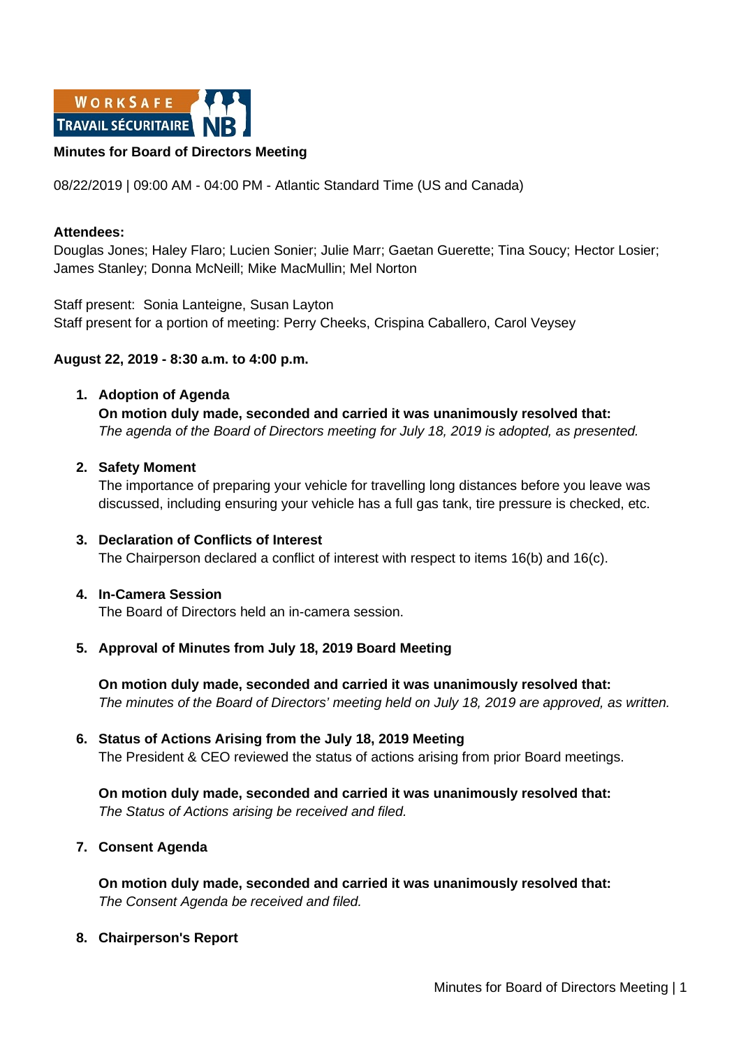WORKSAFE TRAVAIL SÉCURITAIRE NB

# Minutes for Board of Directors Meeting

08/22/2019 | 09:00 AM - 04:00 PM - Atlantic Standard Time (US and Canada)

**Attendees:**
Douglas Jones; Haley Flaro; Lucien Sonier; Julie Marr; Gaetan Guerette; Tina Soucy; Hector Losier; James Stanley; Donna McNeill; Mike MacMullin; Mel Norton

Staff present: Sonia Lanteigne, Susan Layton
Staff present for a portion of meeting: Perry Cheeks, Crispina Caballero, Carol Veysey

**August 22, 2019 - 8:30 a.m. to 4:00 p.m.**

1. **Adoption of Agenda**
   **On motion duly made, seconded and carried it was unanimously resolved that:**
   *The agenda of the Board of Directors meeting for July 18, 2019 is adopted, as presented.*

2. **Safety Moment**
   The importance of preparing your vehicle for travelling long distances before you leave was discussed, including ensuring your vehicle has a full gas tank, tire pressure is checked, etc.

3. **Declaration of Conflicts of Interest**
   The Chairperson declared a conflict of interest with respect to items 16(b) and 16(c).

4. **In-Camera Session**
   The Board of Directors held an in-camera session.

5. **Approval of Minutes from July 18, 2019 Board Meeting**

   **On motion duly made, seconded and carried it was unanimously resolved that:**
   *The minutes of the Board of Directors' meeting held on July 18, 2019 are approved, as written.*

6. **Status of Actions Arising from the July 18, 2019 Meeting**
   The President & CEO reviewed the status of actions arising from prior Board meetings.

   **On motion duly made, seconded and carried it was unanimously resolved that:**
   *The Status of Actions arising be received and filed.*

7. **Consent Agenda**

   **On motion duly made, seconded and carried it was unanimously resolved that:**
   *The Consent Agenda be received and filed.*

8. **Chairperson's Report**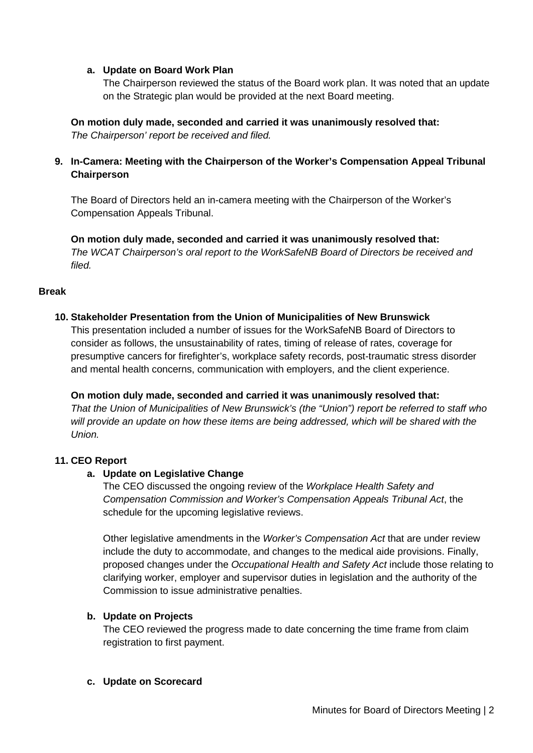a. **Update on Board Work Plan**
   The Chairperson reviewed the status of the Board work plan. It was noted that an update on the Strategic plan would be provided at the next Board meeting.

**On motion duly made, seconded and carried it was unanimously resolved that:**
*The Chairperson' report be received and filed.*

## 9. In-Camera: Meeting with the Chairperson of the Worker's Compensation Appeal Tribunal Chairperson

The Board of Directors held an in-camera meeting with the Chairperson of the Worker's Compensation Appeals Tribunal.

**On motion duly made, seconded and carried it was unanimously resolved that:**
*The WCAT Chairperson's oral report to the WorkSafeNB Board of Directors be received and filed.*

**Break**

## 10. Stakeholder Presentation from the Union of Municipalities of New Brunswick

This presentation included a number of issues for the WorkSafeNB Board of Directors to consider as follows, the unsustainability of rates, timing of release of rates, coverage for presumptive cancers for firefighter's, workplace safety records, post-traumatic stress disorder and mental health concerns, communication with employers, and the client experience.

**On motion duly made, seconded and carried it was unanimously resolved that:**
*That the Union of Municipalities of New Brunswick's (the "Union") report be referred to staff who will provide an update on how these items are being addressed, which will be shared with the Union.*

## 11. CEO Report

a. **Update on Legislative Change**
   The CEO discussed the ongoing review of the *Workplace Health Safety and Compensation Commission and Worker's Compensation Appeals Tribunal Act*, the schedule for the upcoming legislative reviews.

   Other legislative amendments in the *Worker's Compensation Act* that are under review include the duty to accommodate, and changes to the medical aide provisions. Finally, proposed changes under the *Occupational Health and Safety Act* include those relating to clarifying worker, employer and supervisor duties in legislation and the authority of the Commission to issue administrative penalties.

b. **Update on Projects**
   The CEO reviewed the progress made to date concerning the time frame from claim registration to first payment.

c. **Update on Scorecard**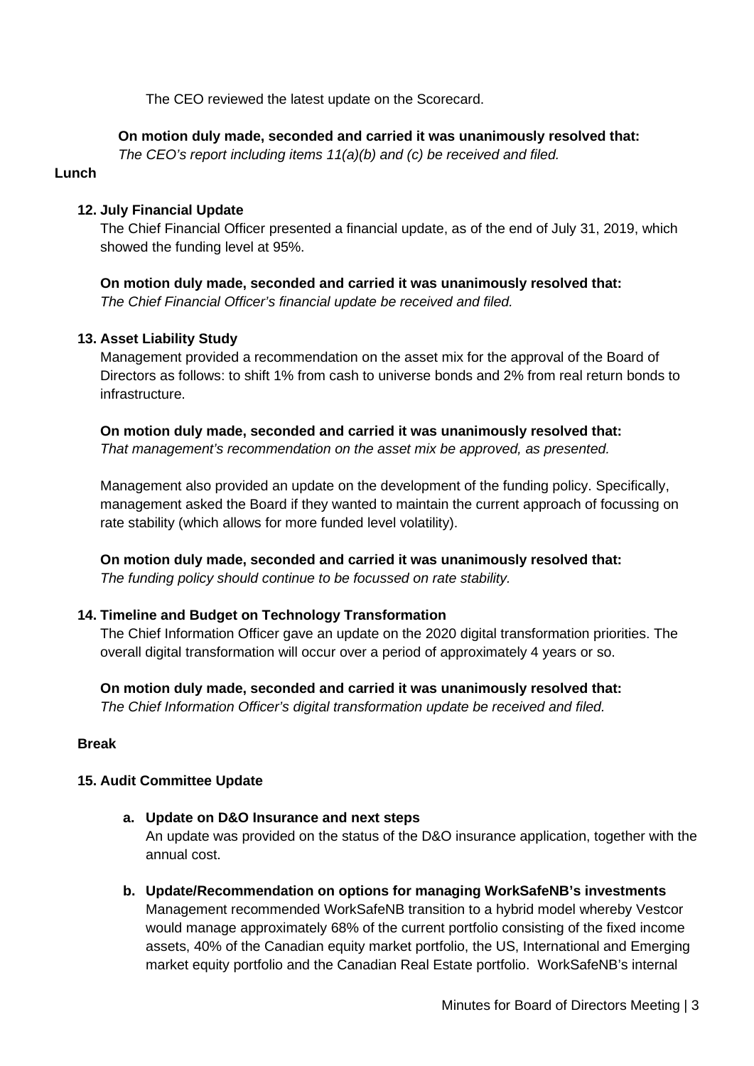The CEO reviewed the latest update on the Scorecard.

**On motion duly made, seconded and carried it was unanimously resolved that:**
*The CEO's report including items 11(a)(b) and (c) be received and filed.*

**Lunch**

**12. July Financial Update**

The Chief Financial Officer presented a financial update, as of the end of July 31, 2019, which showed the funding level at 95%.

**On motion duly made, seconded and carried it was unanimously resolved that:**
*The Chief Financial Officer's financial update be received and filed.*

**13. Asset Liability Study**

Management provided a recommendation on the asset mix for the approval of the Board of Directors as follows: to shift 1% from cash to universe bonds and 2% from real return bonds to infrastructure.

**On motion duly made, seconded and carried it was unanimously resolved that:**
*That management's recommendation on the asset mix be approved, as presented.*

Management also provided an update on the development of the funding policy. Specifically, management asked the Board if they wanted to maintain the current approach of focussing on rate stability (which allows for more funded level volatility).

**On motion duly made, seconded and carried it was unanimously resolved that:**
*The funding policy should continue to be focussed on rate stability.*

**14. Timeline and Budget on Technology Transformation**

The Chief Information Officer gave an update on the 2020 digital transformation priorities. The overall digital transformation will occur over a period of approximately 4 years or so.

**On motion duly made, seconded and carried it was unanimously resolved that:**
*The Chief Information Officer's digital transformation update be received and filed.*

**Break**

**15. Audit Committee Update**

**a. Update on D&O Insurance and next steps**

An update was provided on the status of the D&O insurance application, together with the annual cost.

**b. Update/Recommendation on options for managing WorkSafeNB's investments**

Management recommended WorkSafeNB transition to a hybrid model whereby Vestcor would manage approximately 68% of the current portfolio consisting of the fixed income assets, 40% of the Canadian equity market portfolio, the US, International and Emerging market equity portfolio and the Canadian Real Estate portfolio. WorkSafeNB's internal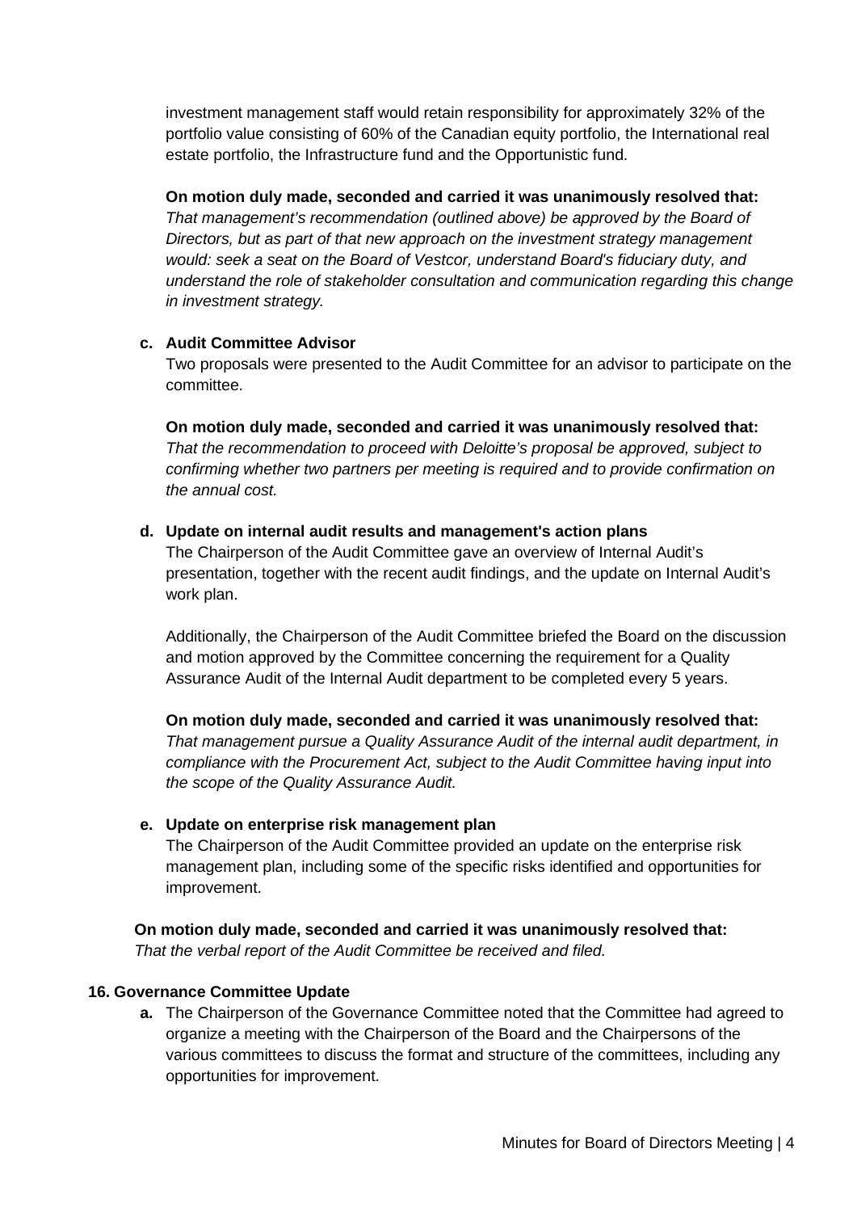investment management staff would retain responsibility for approximately 32% of the portfolio value consisting of 60% of the Canadian equity portfolio, the International real estate portfolio, the Infrastructure fund and the Opportunistic fund.

**On motion duly made, seconded and carried it was unanimously resolved that:**
*That management's recommendation (outlined above) be approved by the Board of Directors, but as part of that new approach on the investment strategy management would: seek a seat on the Board of Vestcor, understand Board's fiduciary duty, and understand the role of stakeholder consultation and communication regarding this change in investment strategy.*

**c. Audit Committee Advisor**

Two proposals were presented to the Audit Committee for an advisor to participate on the committee.

**On motion duly made, seconded and carried it was unanimously resolved that:**
*That the recommendation to proceed with Deloitte's proposal be approved, subject to confirming whether two partners per meeting is required and to provide confirmation on the annual cost.*

**d. Update on internal audit results and management's action plans**

The Chairperson of the Audit Committee gave an overview of Internal Audit's presentation, together with the recent audit findings, and the update on Internal Audit's work plan.

Additionally, the Chairperson of the Audit Committee briefed the Board on the discussion and motion approved by the Committee concerning the requirement for a Quality Assurance Audit of the Internal Audit department to be completed every 5 years.

**On motion duly made, seconded and carried it was unanimously resolved that:**
*That management pursue a Quality Assurance Audit of the internal audit department, in compliance with the Procurement Act, subject to the Audit Committee having input into the scope of the Quality Assurance Audit.*

**e. Update on enterprise risk management plan**

The Chairperson of the Audit Committee provided an update on the enterprise risk management plan, including some of the specific risks identified and opportunities for improvement.

**On motion duly made, seconded and carried it was unanimously resolved that:**
*That the verbal report of the Audit Committee be received and filed.*

**16. Governance Committee Update**

**a.** The Chairperson of the Governance Committee noted that the Committee had agreed to organize a meeting with the Chairperson of the Board and the Chairpersons of the various committees to discuss the format and structure of the committees, including any opportunities for improvement.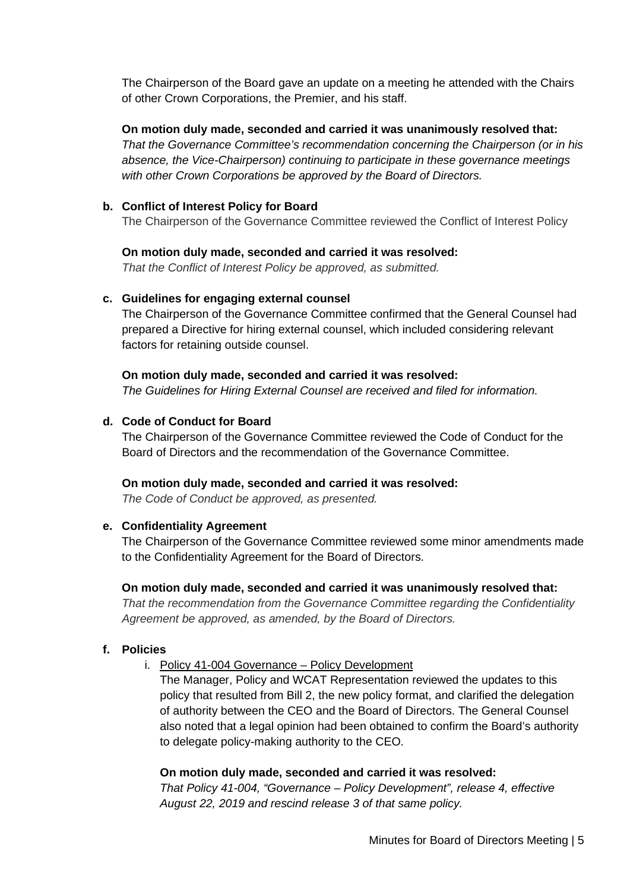The Chairperson of the Board gave an update on a meeting he attended with the Chairs of other Crown Corporations, the Premier, and his staff.

**On motion duly made, seconded and carried it was unanimously resolved that:**
*That the Governance Committee's recommendation concerning the Chairperson (or in his absence, the Vice-Chairperson) continuing to participate in these governance meetings with other Crown Corporations be approved by the Board of Directors.*

**b. Conflict of Interest Policy for Board**

The Chairperson of the Governance Committee reviewed the Conflict of Interest Policy

**On motion duly made, seconded and carried it was resolved:**
*That the Conflict of Interest Policy be approved, as submitted.*

**c. Guidelines for engaging external counsel**

The Chairperson of the Governance Committee confirmed that the General Counsel had prepared a Directive for hiring external counsel, which included considering relevant factors for retaining outside counsel.

**On motion duly made, seconded and carried it was resolved:**
*The Guidelines for Hiring External Counsel are received and filed for information.*

**d. Code of Conduct for Board**

The Chairperson of the Governance Committee reviewed the Code of Conduct for the Board of Directors and the recommendation of the Governance Committee.

**On motion duly made, seconded and carried it was resolved:**
*The Code of Conduct be approved, as presented.*

**e. Confidentiality Agreement**

The Chairperson of the Governance Committee reviewed some minor amendments made to the Confidentiality Agreement for the Board of Directors.

**On motion duly made, seconded and carried it was unanimously resolved that:**
*That the recommendation from the Governance Committee regarding the Confidentiality Agreement be approved, as amended, by the Board of Directors.*

**f. Policies**

i. Policy 41-004 Governance – Policy Development

The Manager, Policy and WCAT Representation reviewed the updates to this policy that resulted from Bill 2, the new policy format, and clarified the delegation of authority between the CEO and the Board of Directors. The General Counsel also noted that a legal opinion had been obtained to confirm the Board's authority to delegate policy-making authority to the CEO.

**On motion duly made, seconded and carried it was resolved:**
*That Policy 41-004, "Governance – Policy Development", release 4, effective August 22, 2019 and rescind release 3 of that same policy.*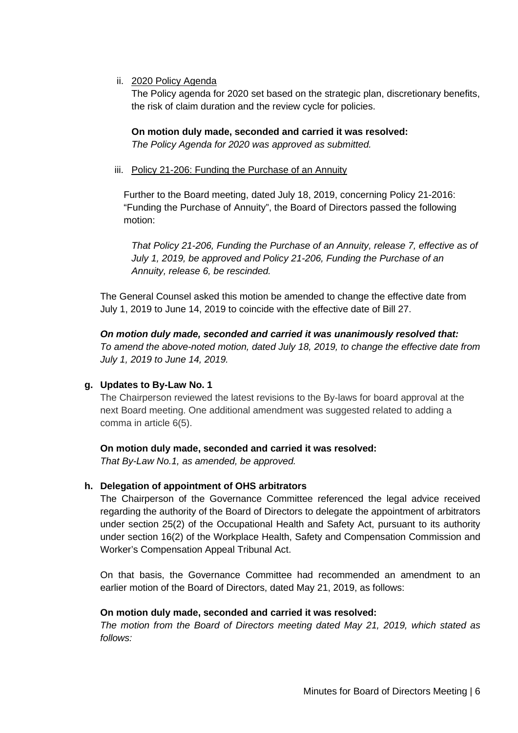ii. <u>2020 Policy Agenda</u>

The Policy agenda for 2020 set based on the strategic plan, discretionary benefits, the risk of claim duration and the review cycle for policies.

**On motion duly made, seconded and carried it was resolved:**
*The Policy Agenda for 2020 was approved as submitted.*

iii. <u>Policy 21-206: Funding the Purchase of an Annuity</u>

Further to the Board meeting, dated July 18, 2019, concerning Policy 21-2016: "Funding the Purchase of Annuity", the Board of Directors passed the following motion:

> *That Policy 21-206, Funding the Purchase of an Annuity, release 7, effective as of July 1, 2019, be approved and Policy 21-206, Funding the Purchase of an Annuity, release 6, be rescinded.*

The General Counsel asked this motion be amended to change the effective date from July 1, 2019 to June 14, 2019 to coincide with the effective date of Bill 27.

***On motion duly made, seconded and carried it was unanimously resolved that:***
*To amend the above-noted motion, dated July 18, 2019, to change the effective date from July 1, 2019 to June 14, 2019.*

**g. Updates to By-Law No. 1**

The Chairperson reviewed the latest revisions to the By-laws for board approval at the next Board meeting. One additional amendment was suggested related to adding a comma in article 6(5).

**On motion duly made, seconded and carried it was resolved:**
*That By-Law No.1, as amended, be approved.*

**h. Delegation of appointment of OHS arbitrators**

The Chairperson of the Governance Committee referenced the legal advice received regarding the authority of the Board of Directors to delegate the appointment of arbitrators under section 25(2) of the Occupational Health and Safety Act, pursuant to its authority under section 16(2) of the Workplace Health, Safety and Compensation Commission and Worker's Compensation Appeal Tribunal Act.

On that basis, the Governance Committee had recommended an amendment to an earlier motion of the Board of Directors, dated May 21, 2019, as follows:

**On motion duly made, seconded and carried it was resolved:**
*The motion from the Board of Directors meeting dated May 21, 2019, which stated as follows:*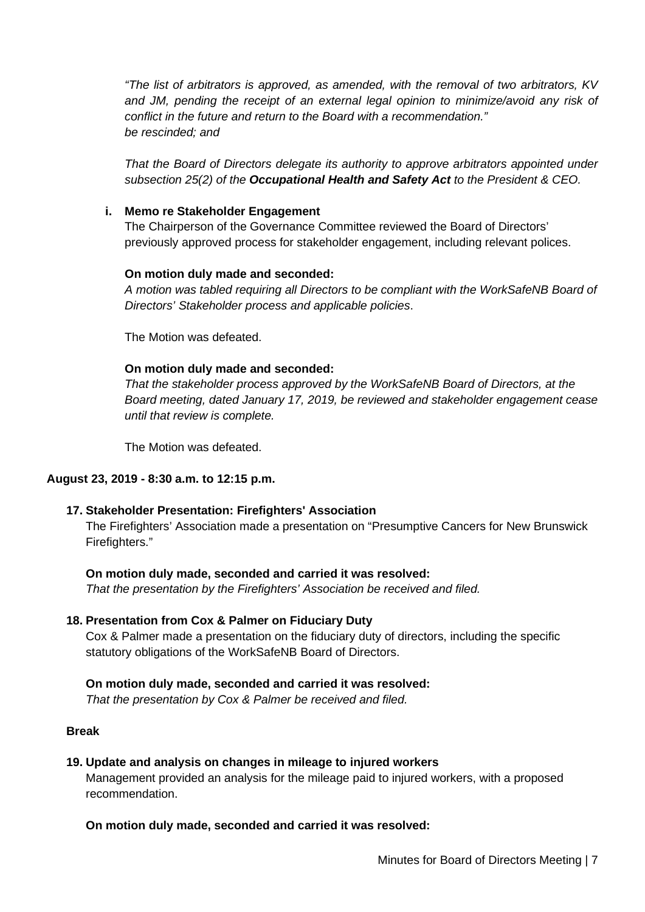*"The list of arbitrators is approved, as amended, with the removal of two arbitrators, KV and JM, pending the receipt of an external legal opinion to minimize/avoid any risk of conflict in the future and return to the Board with a recommendation."*
*be rescinded; and*

*That the Board of Directors delegate its authority to approve arbitrators appointed under subsection 25(2) of the **Occupational Health and Safety Act** to the President & CEO.*

**i. Memo re Stakeholder Engagement**

The Chairperson of the Governance Committee reviewed the Board of Directors' previously approved process for stakeholder engagement, including relevant polices.

**On motion duly made and seconded:**
*A motion was tabled requiring all Directors to be compliant with the WorkSafeNB Board of Directors' Stakeholder process and applicable policies*.

The Motion was defeated.

**On motion duly made and seconded:**
*That the stakeholder process approved by the WorkSafeNB Board of Directors, at the Board meeting, dated January 17, 2019, be reviewed and stakeholder engagement cease until that review is complete.*

The Motion was defeated.

**August 23, 2019 - 8:30 a.m. to 12:15 p.m.**

**17. Stakeholder Presentation: Firefighters' Association**

The Firefighters' Association made a presentation on "Presumptive Cancers for New Brunswick Firefighters."

**On motion duly made, seconded and carried it was resolved:**
*That the presentation by the Firefighters' Association be received and filed.*

**18. Presentation from Cox & Palmer on Fiduciary Duty**

Cox & Palmer made a presentation on the fiduciary duty of directors, including the specific statutory obligations of the WorkSafeNB Board of Directors.

**On motion duly made, seconded and carried it was resolved:**
*That the presentation by Cox & Palmer be received and filed.*

**Break**

**19. Update and analysis on changes in mileage to injured workers**

Management provided an analysis for the mileage paid to injured workers, with a proposed recommendation.

**On motion duly made, seconded and carried it was resolved:**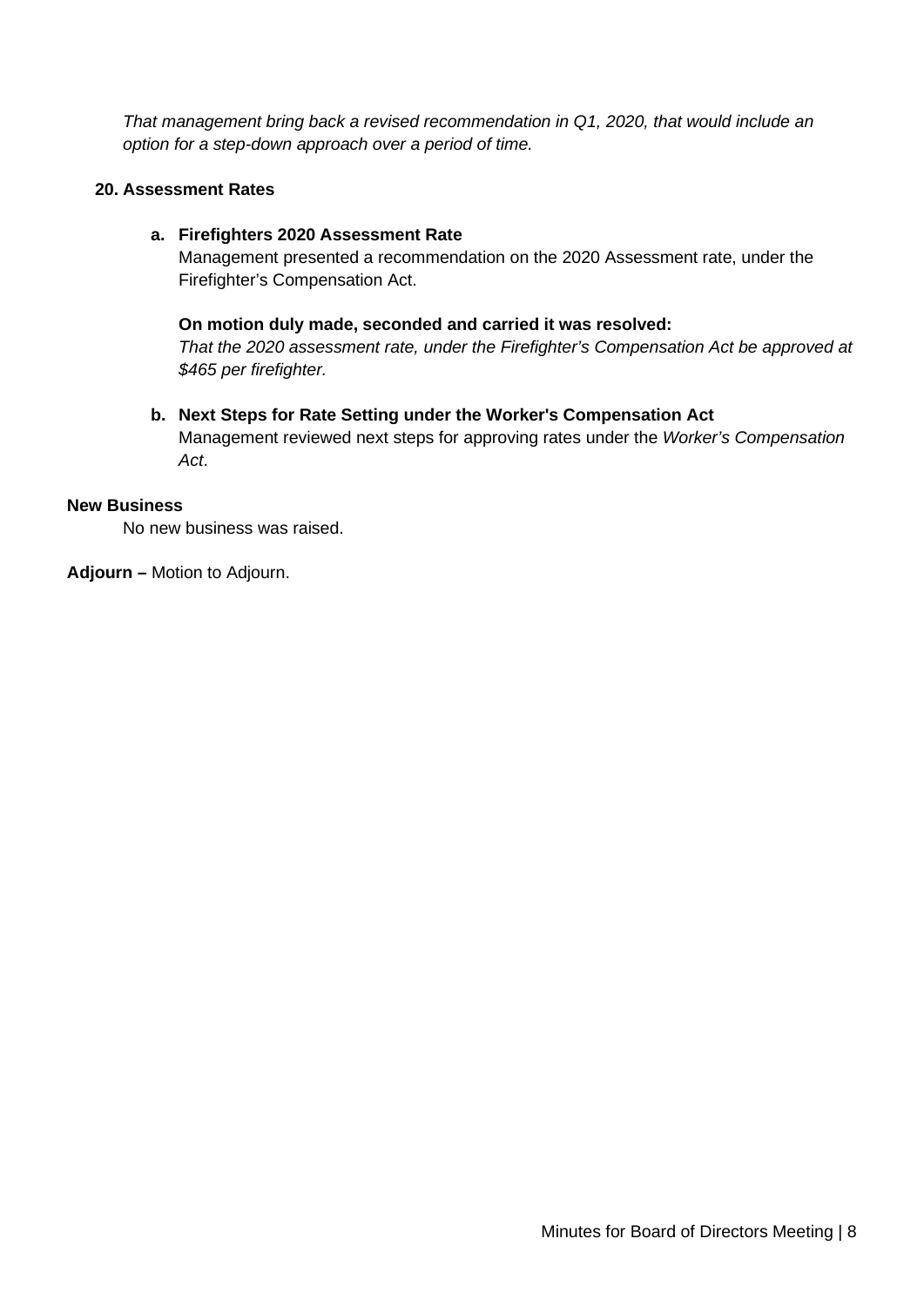*That management bring back a revised recommendation in Q1, 2020, that would include an option for a step-down approach over a period of time.*

**20. Assessment Rates**

**a. Firefighters 2020 Assessment Rate**

Management presented a recommendation on the 2020 Assessment rate, under the Firefighter's Compensation Act.

**On motion duly made, seconded and carried it was resolved:**

*That the 2020 assessment rate, under the Firefighter's Compensation Act be approved at $465 per firefighter.*

**b. Next Steps for Rate Setting under the Worker's Compensation Act**

Management reviewed next steps for approving rates under the *Worker's Compensation Act*.

**New Business**

No new business was raised.

**Adjourn –** Motion to Adjourn.